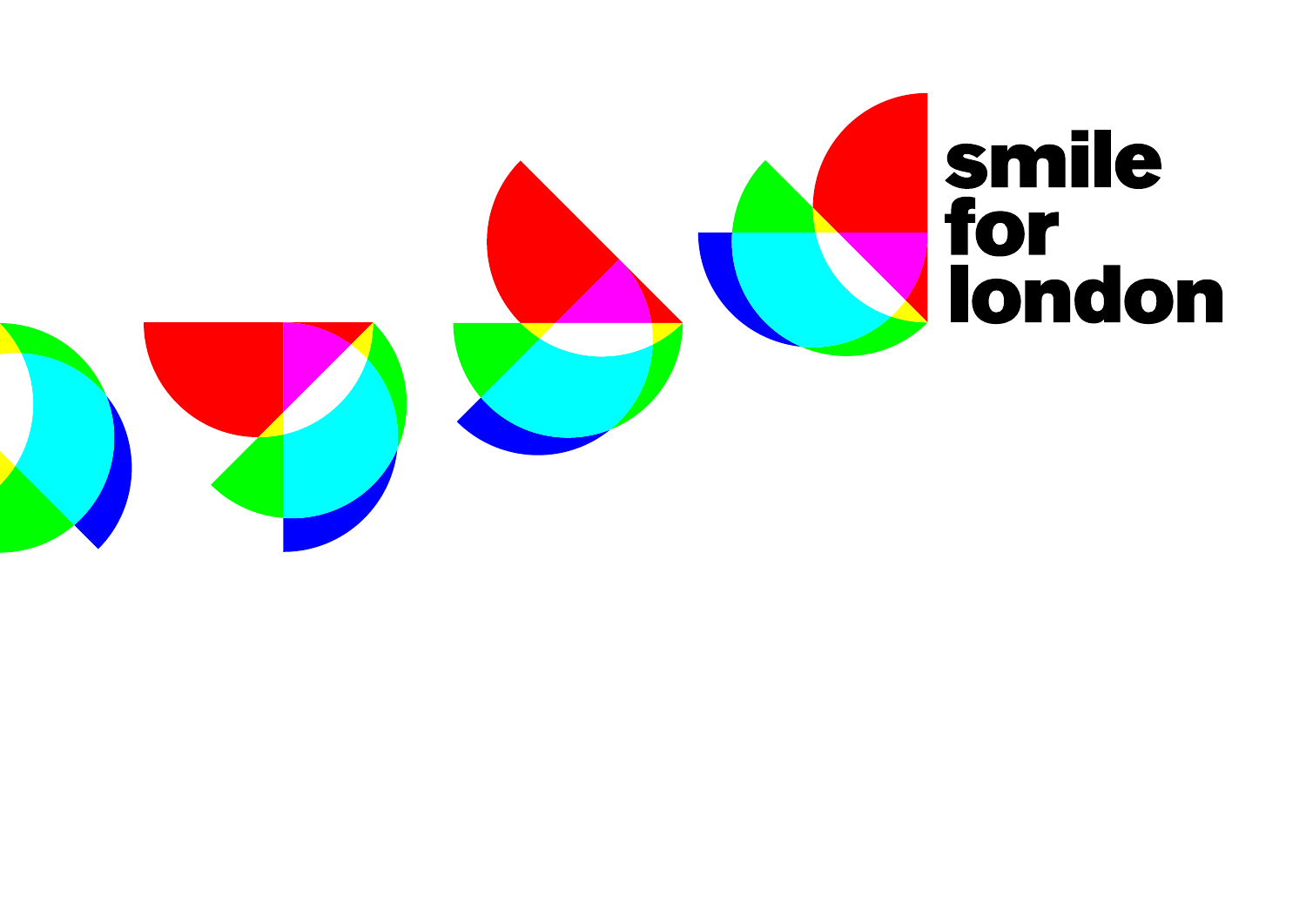# smile for london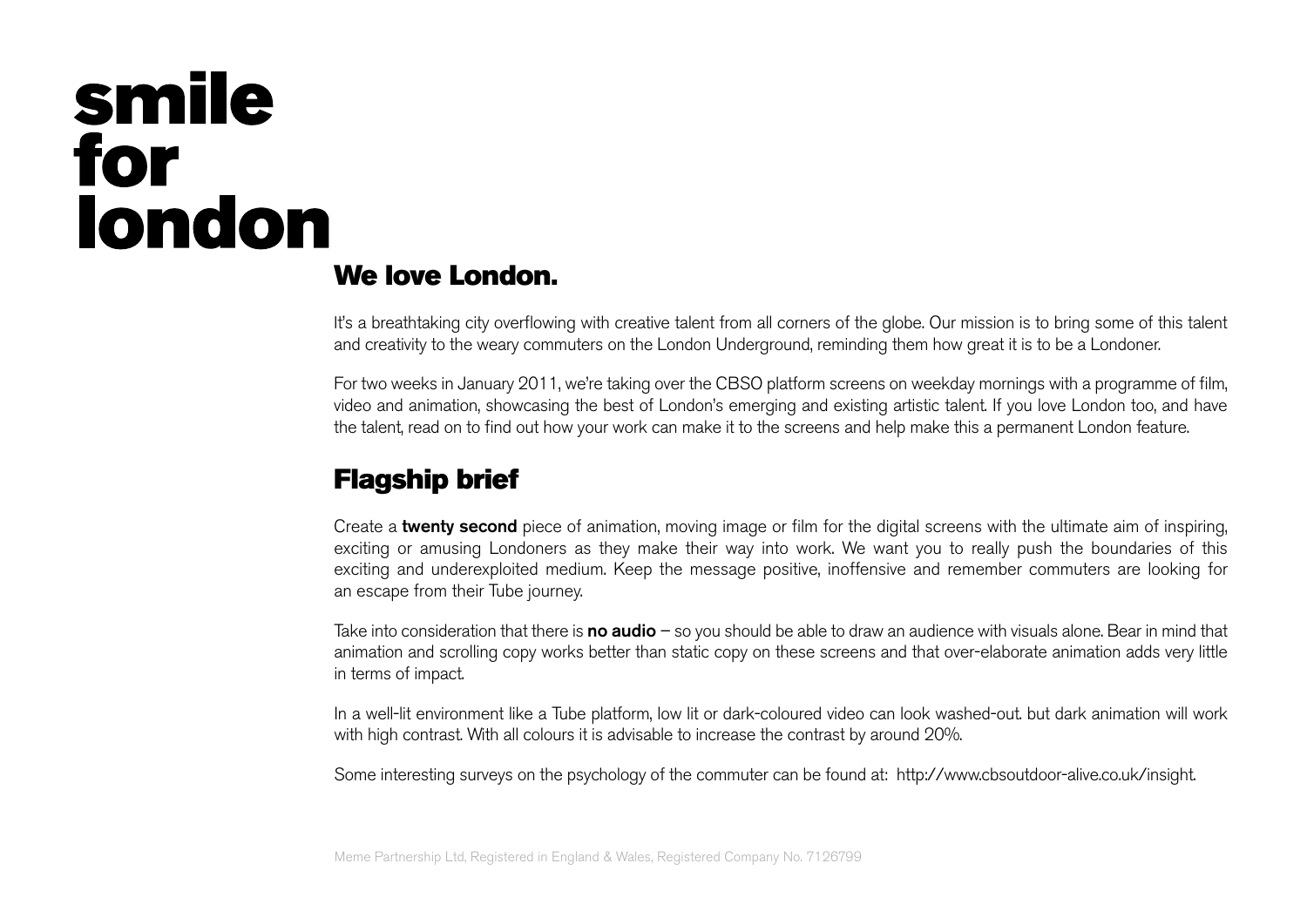# smile for london

## We love London.

It's a breathtaking city overflowing with creative talent from all corners of the globe. Our mission is to bring some of this talent and creativity to the weary commuters on the London Underground, reminding them how great it is to be a Londoner.

For two weeks in January 2011, we're taking over the CBSO platform screens on weekday mornings with a programme of film, video and animation, showcasing the best of London's emerging and existing artistic talent. If you love London too, and have the talent, read on to find out how your work can make it to the screens and help make this a permanent London feature.

## Flagship brief

Create a **twenty second** piece of animation, moving image or film for the digital screens with the ultimate aim of inspiring, exciting or amusing Londoners as they make their way into work. We want you to really push the boundaries of this exciting and underexploited medium. Keep the message positive, inoffensive and remember commuters are looking for an escape from their Tube journey.

Take into consideration that there is **no audio** – so you should be able to draw an audience with visuals alone. Bear in mind that animation and scrolling copy works better than static copy on these screens and that over-elaborate animation adds very little in terms of impact.

In a well-lit environment like a Tube platform, low lit or dark-coloured video can look washed-out. but dark animation will work with high contrast. With all colours it is advisable to increase the contrast by around 20%.

Some interesting surveys on the psychology of the commuter can be found at: http://www.cbsoutdoor-alive.co.uk/insight.

Meme Partnership Ltd, Registered in England & Wales, Registered Company No. 7126799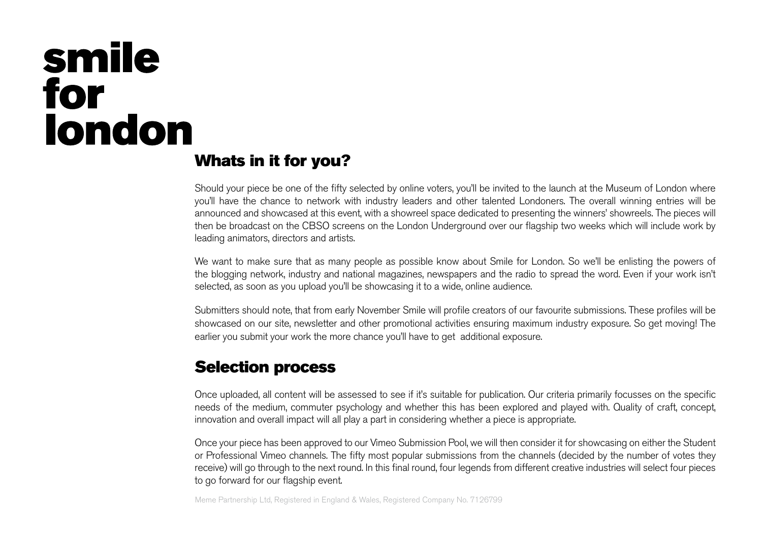# smile for london

## Whats in it for you?

Should your piece be one of the fifty selected by online voters, you'll be invited to the launch at the Museum of London where you'll have the chance to network with industry leaders and other talented Londoners. The overall winning entries will be announced and showcased at this event, with a showreel space dedicated to presenting the winners' showreels. The pieces will then be broadcast on the CBSO screens on the London Underground over our flagship two weeks which will include work by leading animators, directors and artists.

We want to make sure that as many people as possible know about Smile for London. So we'll be enlisting the powers of the blogging network, industry and national magazines, newspapers and the radio to spread the word. Even if your work isn't selected, as soon as you upload you'll be showcasing it to a wide, online audience.

Submitters should note, that from early November Smile will profile creators of our favourite submissions. These profiles will be showcased on our site, newsletter and other promotional activities ensuring maximum industry exposure. So get moving! The earlier you submit your work the more chance you'll have to get additional exposure.

## Selection process

Once uploaded, all content will be assessed to see if it's suitable for publication. Our criteria primarily focusses on the specific needs of the medium, commuter psychology and whether this has been explored and played with. Quality of craft, concept, innovation and overall impact will all play a part in considering whether a piece is appropriate.

Once your piece has been approved to our Vimeo Submission Pool, we will then consider it for showcasing on either the Student or Professional Vimeo channels. The fifty most popular submissions from the channels (decided by the number of votes they receive) will go through to the next round. In this final round, four legends from different creative industries will select four pieces to go forward for our flagship event.

Meme Partnership Ltd, Registered in England & Wales, Registered Company No. 7126799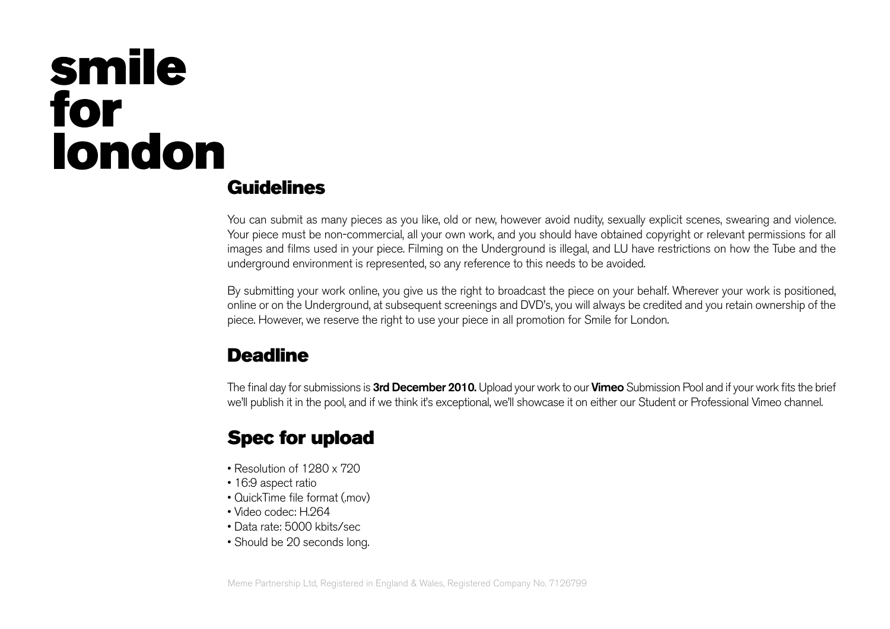# smile for london

## Guidelines

You can submit as many pieces as you like, old or new, however avoid nudity, sexually explicit scenes, swearing and violence. Your piece must be non-commercial, all your own work, and you should have obtained copyright or relevant permissions for all images and films used in your piece. Filming on the Underground is illegal, and LU have restrictions on how the Tube and the underground environment is represented, so any reference to this needs to be avoided.

By submitting your work online, you give us the right to broadcast the piece on your behalf. Wherever your work is positioned, online or on the Underground, at subsequent screenings and DVD's, you will always be credited and you retain ownership of the piece. However, we reserve the right to use your piece in all promotion for Smile for London.

## Deadline

The final day for submissions is **3rd December 2010.** Upload your work to our **Vimeo** Submission Pool and if your work fits the brief we'll publish it in the pool, and if we think it's exceptional, we'll showcase it on either our Student or Professional Vimeo channel.

## Spec for upload

- Resolution of 1280 x 720
- 16:9 aspect ratio
- QuickTime file format (.mov)
- Video codec: H.264
- Data rate: 5000 kbits/sec
- Should be 20 seconds long.

Meme Partnership Ltd, Registered in England & Wales, Registered Company No. 7126799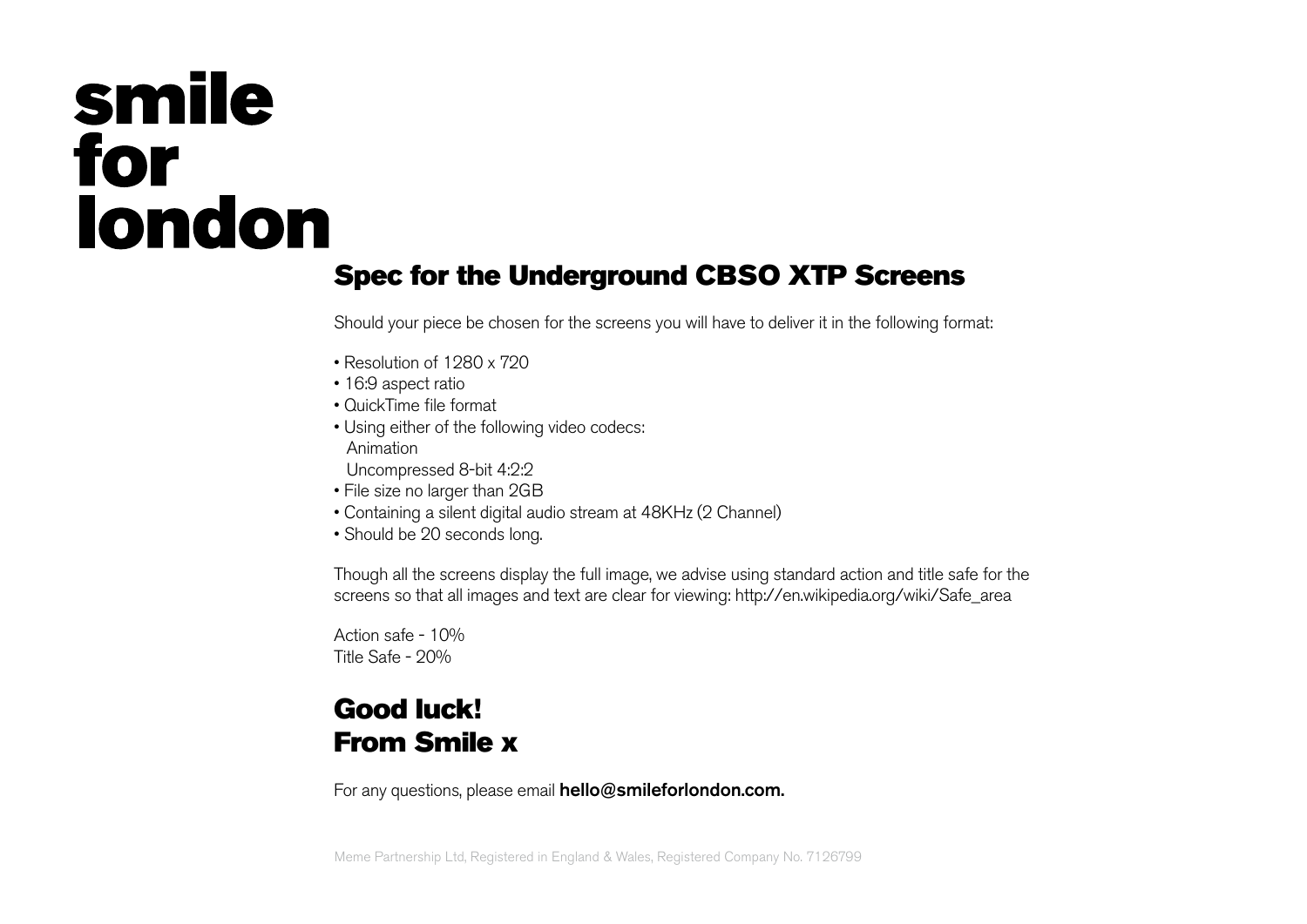# smile for london

## Spec for the Underground CBSO XTP Screens

Should your piece be chosen for the screens you will have to deliver it in the following format:

- Resolution of 1280 x 720
- 16:9 aspect ratio
- QuickTime file format
- Using either of the following video codecs:
  Animation
  Uncompressed 8-bit 4:2:2
- File size no larger than 2GB
- Containing a silent digital audio stream at 48KHz (2 Channel)
- Should be 20 seconds long.

Though all the screens display the full image, we advise using standard action and title safe for the screens so that all images and text are clear for viewing: http://en.wikipedia.org/wiki/Safe_area

Action safe - 10%
Title Safe - 20%

## Good luck!
## From Smile x

For any questions, please email **hello@smileforlondon.com.**

Meme Partnership Ltd, Registered in England & Wales, Registered Company No. 7126799